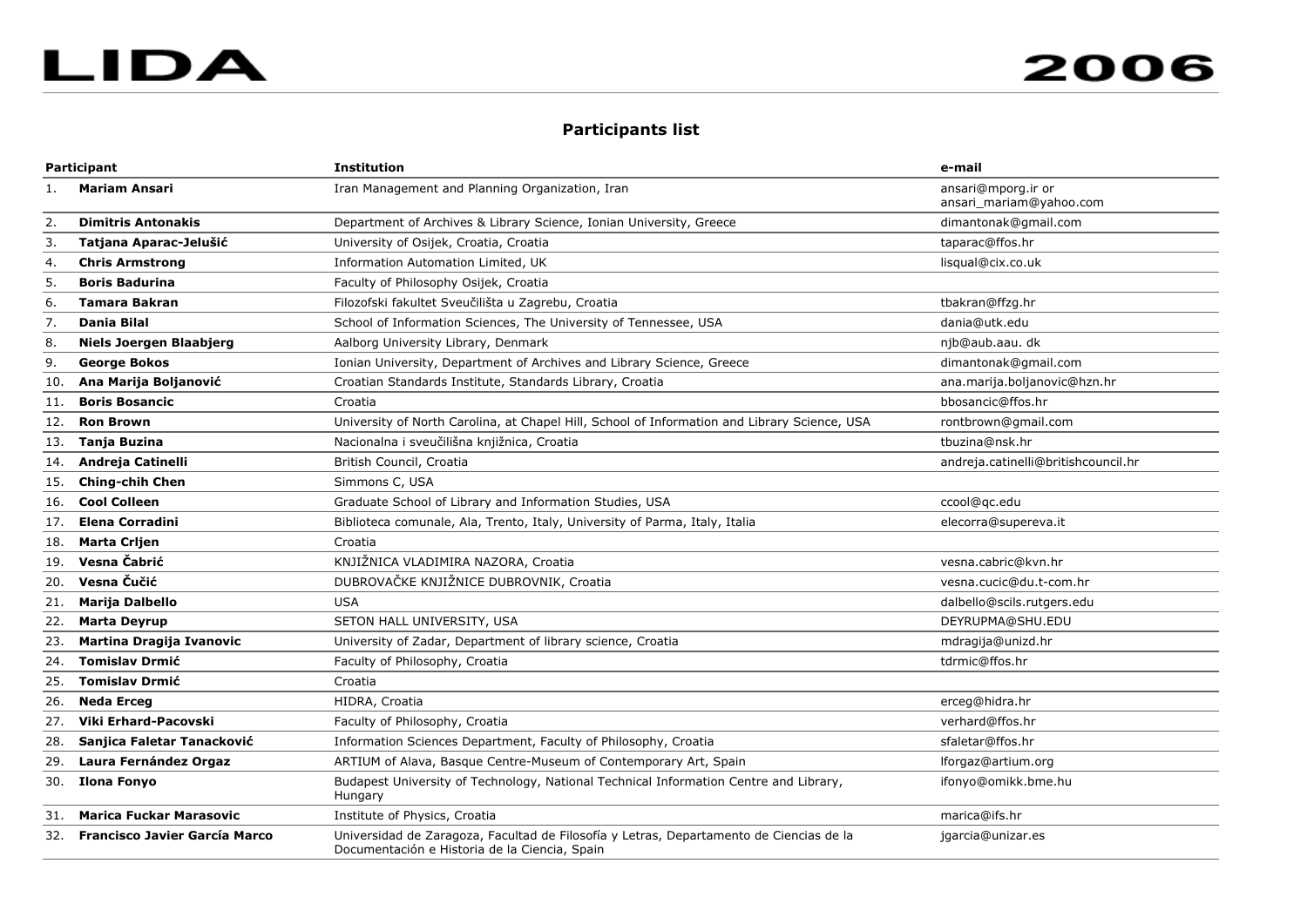# LIDA 2006

## Participants list

| | Participant | Institution | e-mail |
|---|---|---|---|
| 1. | **Mariam Ansari** | Iran Management and Planning Organization, Iran | ansari@mporg.ir or ansari_mariam@yahoo.com |
| 2. | **Dimitris Antonakis** | Department of Archives & Library Science, Ionian University, Greece | dimantonak@gmail.com |
| 3. | **Tatjana Aparac-Jelušić** | University of Osijek, Croatia, Croatia | taparac@ffos.hr |
| 4. | **Chris Armstrong** | Information Automation Limited, UK | lisqual@cix.co.uk |
| 5. | **Boris Badurina** | Faculty of Philosophy Osijek, Croatia | |
| 6. | **Tamara Bakran** | Filozofski fakultet Sveučilišta u Zagrebu, Croatia | tbakran@ffzg.hr |
| 7. | **Dania Bilal** | School of Information Sciences, The University of Tennessee, USA | dania@utk.edu |
| 8. | **Niels Joergen Blaabjerg** | Aalborg University Library, Denmark | njb@aub.aau. dk |
| 9. | **George Bokos** | Ionian University, Department of Archives and Library Science, Greece | dimantonak@gmail.com |
| 10. | **Ana Marija Boljanović** | Croatian Standards Institute, Standards Library, Croatia | ana.marija.boljanovic@hzn.hr |
| 11. | **Boris Bosancic** | Croatia | bbosancic@ffos.hr |
| 12. | **Ron Brown** | University of North Carolina, at Chapel Hill, School of Information and Library Science, USA | rontbrown@gmail.com |
| 13. | **Tanja Buzina** | Nacionalna i sveučilišna knjižnica, Croatia | tbuzina@nsk.hr |
| 14. | **Andreja Catinelli** | British Council, Croatia | andreja.catinelli@britishcouncil.hr |
| 15. | **Ching-chih Chen** | Simmons C, USA | |
| 16. | **Cool Colleen** | Graduate School of Library and Information Studies, USA | ccool@qc.edu |
| 17. | **Elena Corradini** | Biblioteca comunale, Ala, Trento, Italy, University of Parma, Italy, Italia | elecorra@supereva.it |
| 18. | **Marta Crljen** | Croatia | |
| 19. | **Vesna Čabrić** | KNJIŽNICA VLADIMIRA NAZORA, Croatia | vesna.cabric@kvn.hr |
| 20. | **Vesna Čučić** | DUBROVAČKE KNJIŽNICE DUBROVNIK, Croatia | vesna.cucic@du.t-com.hr |
| 21. | **Marija Dalbello** | USA | dalbello@scils.rutgers.edu |
| 22. | **Marta Deyrup** | SETON HALL UNIVERSITY, USA | DEYRUPMA@SHU.EDU |
| 23. | **Martina Dragija Ivanovic** | University of Zadar, Department of library science, Croatia | mdragija@unizd.hr |
| 24. | **Tomislav Drmić** | Faculty of Philosophy, Croatia | tdrmic@ffos.hr |
| 25. | **Tomislav Drmić** | Croatia | |
| 26. | **Neda Erceg** | HIDRA, Croatia | erceg@hidra.hr |
| 27. | **Viki Erhard-Pacovski** | Faculty of Philosophy, Croatia | verhard@ffos.hr |
| 28. | **Sanjica Faletar Tanacković** | Information Sciences Department, Faculty of Philosophy, Croatia | sfaletar@ffos.hr |
| 29. | **Laura Fernández Orgaz** | ARTIUM of Alava, Basque Centre-Museum of Contemporary Art, Spain | lforgaz@artium.org |
| 30. | **Ilona Fonyo** | Budapest University of Technology, National Technical Information Centre and Library, Hungary | ifonyo@omikk.bme.hu |
| 31. | **Marica Fuckar Marasovic** | Institute of Physics, Croatia | marica@ifs.hr |
| 32. | **Francisco Javier García Marco** | Universidad de Zaragoza, Facultad de Filosofía y Letras, Departamento de Ciencias de la Documentación e Historia de la Ciencia, Spain | jgarcia@unizar.es |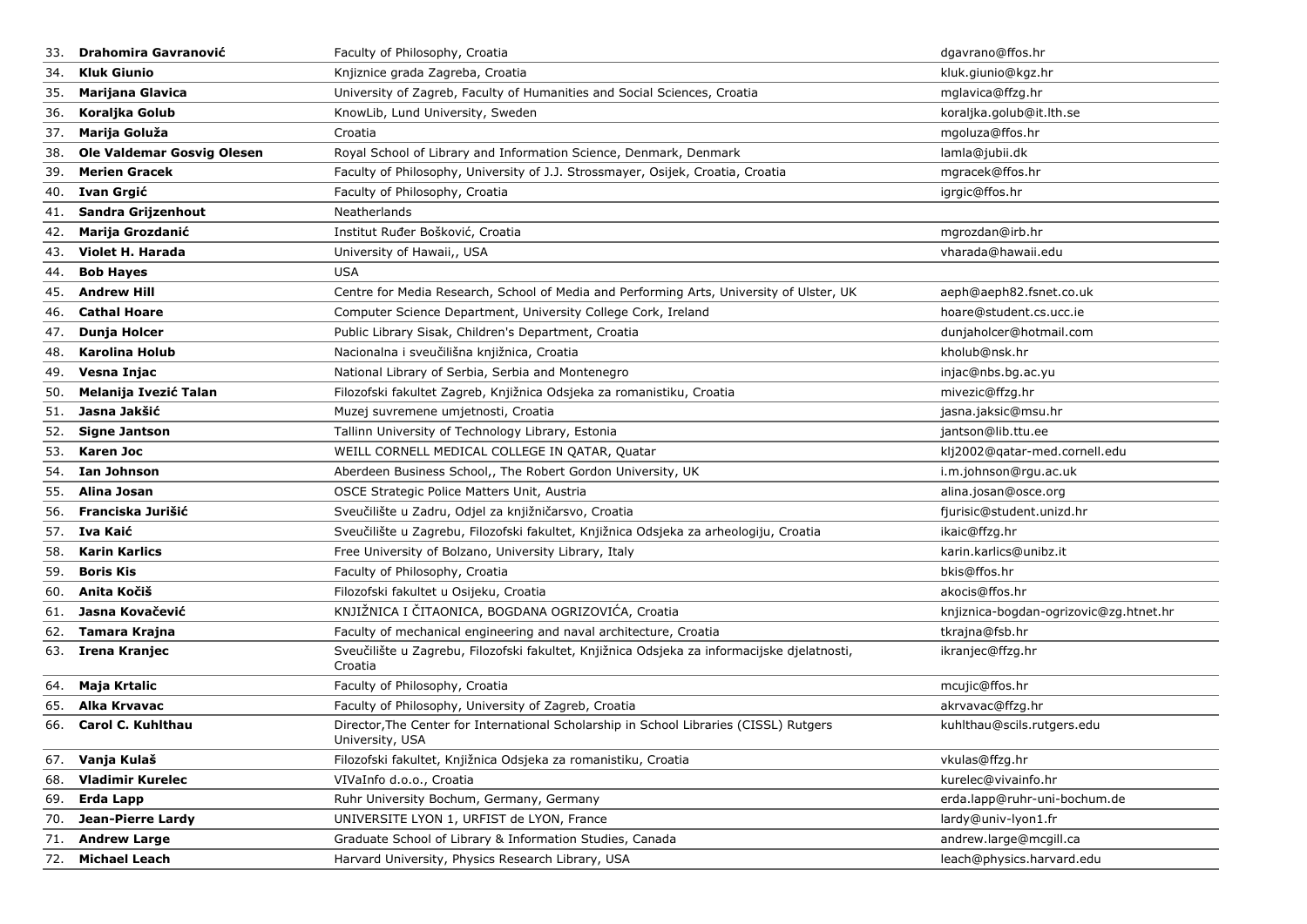| | | | |
|---|---|---|---|
| 33. | **Drahomira Gavranović** | Faculty of Philosophy, Croatia | dgavrano@ffos.hr |
| 34. | **Kluk Giunio** | Knjiznice grada Zagreba, Croatia | kluk.giunio@kgz.hr |
| 35. | **Marijana Glavica** | University of Zagreb, Faculty of Humanities and Social Sciences, Croatia | mglavica@ffzg.hr |
| 36. | **Koraljka Golub** | KnowLib, Lund University, Sweden | koraljka.golub@it.lth.se |
| 37. | **Marija Goluža** | Croatia | mgoluza@ffos.hr |
| 38. | **Ole Valdemar Gosvig Olesen** | Royal School of Library and Information Science, Denmark, Denmark | lamla@jubii.dk |
| 39. | **Merien Gracek** | Faculty of Philosophy, University of J.J. Strossmayer, Osijek, Croatia, Croatia | mgracek@ffos.hr |
| 40. | **Ivan Grgić** | Faculty of Philosophy, Croatia | igrgic@ffos.hr |
| 41. | **Sandra Grijzenhout** | Neatherlands | |
| 42. | **Marija Grozdanić** | Institut Ruđer Bošković, Croatia | mgrozdan@irb.hr |
| 43. | **Violet H. Harada** | University of Hawaii,, USA | vharada@hawaii.edu |
| 44. | **Bob Hayes** | USA | |
| 45. | **Andrew Hill** | Centre for Media Research, School of Media and Performing Arts, University of Ulster, UK | aeph@aeph82.fsnet.co.uk |
| 46. | **Cathal Hoare** | Computer Science Department, University College Cork, Ireland | hoare@student.cs.ucc.ie |
| 47. | **Dunja Holcer** | Public Library Sisak, Children's Department, Croatia | dunjaholcer@hotmail.com |
| 48. | **Karolina Holub** | Nacionalna i sveučilišna knjižnica, Croatia | kholub@nsk.hr |
| 49. | **Vesna Injac** | National Library of Serbia, Serbia and Montenegro | injac@nbs.bg.ac.yu |
| 50. | **Melanija Ivezić Talan** | Filozofski fakultet Zagreb, Knjižnica Odsjeka za romanistiku, Croatia | mivezic@ffzg.hr |
| 51. | **Jasna Jakšić** | Muzej suvremene umjetnosti, Croatia | jasna.jaksic@msu.hr |
| 52. | **Signe Jantson** | Tallinn University of Technology Library, Estonia | jantson@lib.ttu.ee |
| 53. | **Karen Joc** | WEILL CORNELL MEDICAL COLLEGE IN QATAR, Quatar | klj2002@qatar-med.cornell.edu |
| 54. | **Ian Johnson** | Aberdeen Business School,, The Robert Gordon University, UK | i.m.johnson@rgu.ac.uk |
| 55. | **Alina Josan** | OSCE Strategic Police Matters Unit, Austria | alina.josan@osce.org |
| 56. | **Franciska Jurišić** | Sveučilište u Zadru, Odjel za knjižničarsvo, Croatia | fjurisic@student.unizd.hr |
| 57. | **Iva Kaić** | Sveučilište u Zagrebu, Filozofski fakultet, Knjižnica Odsjeka za arheologiju, Croatia | ikaic@ffzg.hr |
| 58. | **Karin Karlics** | Free University of Bolzano, University Library, Italy | karin.karlics@unibz.it |
| 59. | **Boris Kis** | Faculty of Philosophy, Croatia | bkis@ffos.hr |
| 60. | **Anita Kočiš** | Filozofski fakultet u Osijeku, Croatia | akocis@ffos.hr |
| 61. | **Jasna Kovačević** | KNJIŽNICA I ČITAONICA, BOGDANA OGRIZOVIĆA, Croatia | knjiznica-bogdan-ogrizovic@zg.htnet.hr |
| 62. | **Tamara Krajna** | Faculty of mechanical engineering and naval architecture, Croatia | tkrajna@fsb.hr |
| 63. | **Irena Kranjec** | Sveučilište u Zagrebu, Filozofski fakultet, Knjižnica Odsjeka za informacijske djelatnosti, Croatia | ikranjec@ffzg.hr |
| 64. | **Maja Krtalic** | Faculty of Philosophy, Croatia | mcujic@ffos.hr |
| 65. | **Alka Krvavac** | Faculty of Philosophy, University of Zagreb, Croatia | akrvavac@ffzg.hr |
| 66. | **Carol C. Kuhlthau** | Director,The Center for International Scholarship in School Libraries (CISSL) Rutgers University, USA | kuhlthau@scils.rutgers.edu |
| 67. | **Vanja Kulaš** | Filozofski fakultet, Knjižnica Odsjeka za romanistiku, Croatia | vkulas@ffzg.hr |
| 68. | **Vladimir Kurelec** | VIVaInfo d.o.o., Croatia | kurelec@vivainfo.hr |
| 69. | **Erda Lapp** | Ruhr University Bochum, Germany, Germany | erda.lapp@ruhr-uni-bochum.de |
| 70. | **Jean-Pierre Lardy** | UNIVERSITE LYON 1, URFIST de LYON, France | lardy@univ-lyon1.fr |
| 71. | **Andrew Large** | Graduate School of Library & Information Studies, Canada | andrew.large@mcgill.ca |
| 72. | **Michael Leach** | Harvard University, Physics Research Library, USA | leach@physics.harvard.edu |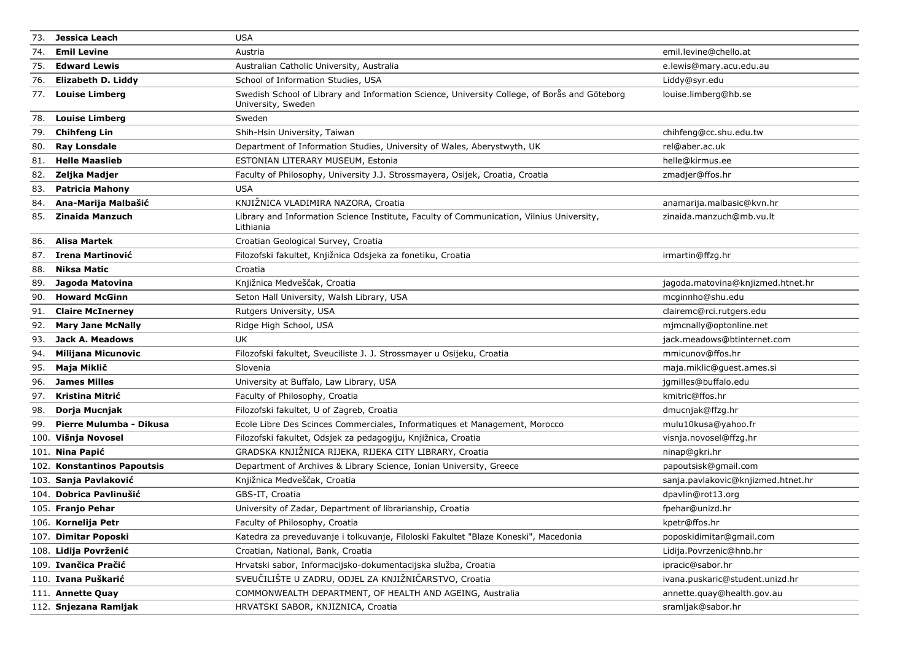| | | | |
|---|---|---|---|
| 73. | **Jessica Leach** | USA | |
| 74. | **Emil Levine** | Austria | emil.levine@chello.at |
| 75. | **Edward Lewis** | Australian Catholic University, Australia | e.lewis@mary.acu.edu.au |
| 76. | **Elizabeth D. Liddy** | School of Information Studies, USA | Liddy@syr.edu |
| 77. | **Louise Limberg** | Swedish School of Library and Information Science, University College, of Borås and Göteborg University, Sweden | louise.limberg@hb.se |
| 78. | **Louise Limberg** | Sweden | |
| 79. | **Chihfeng Lin** | Shih-Hsin University, Taiwan | chihfeng@cc.shu.edu.tw |
| 80. | **Ray Lonsdale** | Department of Information Studies, University of Wales, Aberystwyth, UK | rel@aber.ac.uk |
| 81. | **Helle Maaslieb** | ESTONIAN LITERARY MUSEUM, Estonia | helle@kirmus.ee |
| 82. | **Zeljka Madjer** | Faculty of Philosophy, University J.J. Strossmayera, Osijek, Croatia, Croatia | zmadjer@ffos.hr |
| 83. | **Patricia Mahony** | USA | |
| 84. | **Ana-Marija Malbašić** | KNJIŽNICA VLADIMIRA NAZORA, Croatia | anamarija.malbasic@kvn.hr |
| 85. | **Zinaida Manzuch** | Library and Information Science Institute, Faculty of Communication, Vilnius University, Lithiania | zinaida.manzuch@mb.vu.lt |
| 86. | **Alisa Martek** | Croatian Geological Survey, Croatia | |
| 87. | **Irena Martinović** | Filozofski fakultet, Knjižnica Odsjeka za fonetiku, Croatia | irmartin@ffzg.hr |
| 88. | **Niksa Matic** | Croatia | |
| 89. | **Jagoda Matovina** | Knjižnica Medveščak, Croatia | jagoda.matovina@knjizmed.htnet.hr |
| 90. | **Howard McGinn** | Seton Hall University, Walsh Library, USA | mcginnho@shu.edu |
| 91. | **Claire McInerney** | Rutgers University, USA | clairemc@rci.rutgers.edu |
| 92. | **Mary Jane McNally** | Ridge High School, USA | mjmcnally@optonline.net |
| 93. | **Jack A. Meadows** | UK | jack.meadows@btinternet.com |
| 94. | **Milijana Micunovic** | Filozofski fakultet, Sveuciliste J. J. Strossmayer u Osijeku, Croatia | mmicunov@ffos.hr |
| 95. | **Maja Miklič** | Slovenia | maja.miklic@guest.arnes.si |
| 96. | **James Milles** | University at Buffalo, Law Library, USA | jgmilles@buffalo.edu |
| 97. | **Kristina Mitrić** | Faculty of Philosophy, Croatia | kmitric@ffos.hr |
| 98. | **Dorja Mucnjak** | Filozofski fakultet, U of Zagreb, Croatia | dmucnjak@ffzg.hr |
| 99. | **Pierre Mulumba - Dikusa** | Ecole Libre Des Scinces Commerciales, Informatiques et Management, Morocco | mulu10kusa@yahoo.fr |
| 100. | **Višnja Novosel** | Filozofski fakultet, Odsjek za pedagogiju, Knjižnica, Croatia | visnja.novosel@ffzg.hr |
| 101. | **Nina Papić** | GRADSKA KNJIŽNICA RIJEKA, RIJEKA CITY LIBRARY, Croatia | ninap@gkri.hr |
| 102. | **Konstantinos Papoutsis** | Department of Archives & Library Science, Ionian University, Greece | papoutsisk@gmail.com |
| 103. | **Sanja Pavlaković** | Knjižnica Medveščak, Croatia | sanja.pavlakovic@knjizmed.htnet.hr |
| 104. | **Dobrica Pavlinušić** | GBS-IT, Croatia | dpavlin@rot13.org |
| 105. | **Franjo Pehar** | University of Zadar, Department of librarianship, Croatia | fpehar@unizd.hr |
| 106. | **Kornelija Petr** | Faculty of Philosophy, Croatia | kpetr@ffos.hr |
| 107. | **Dimitar Poposki** | Katedra za preveduvanje i tolkuvanje, Filoloski Fakultet "Blaze Koneski", Macedonia | poposkidimitar@gmail.com |
| 108. | **Lidija Povrženić** | Croatian, National, Bank, Croatia | Lidija.Povrzenic@hnb.hr |
| 109. | **Ivančica Pračić** | Hrvatski sabor, Informacijsko-dokumentacijska služba, Croatia | ipracic@sabor.hr |
| 110. | **Ivana Puškarić** | SVEUČILIŠTE U ZADRU, ODJEL ZA KNJIŽNIČARSTVO, Croatia | ivana.puskaric@student.unizd.hr |
| 111. | **Annette Quay** | COMMONWEALTH DEPARTMENT, OF HEALTH AND AGEING, Australia | annette.quay@health.gov.au |
| 112. | **Snjezana Ramljak** | HRVATSKI SABOR, KNJIZNICA, Croatia | sramljak@sabor.hr |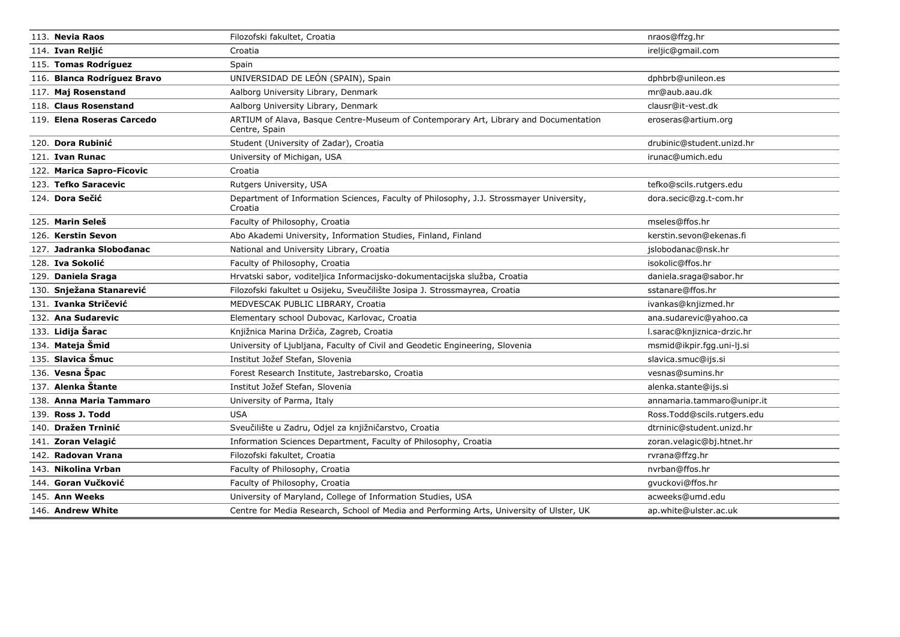| | | |
|---|---|---|
| 113. **Nevia Raos** | Filozofski fakultet, Croatia | nraos@ffzg.hr |
| 114. **Ivan Reljić** | Croatia | ireljic@gmail.com |
| 115. **Tomas Rodríguez** | Spain | |
| 116. **Blanca Rodríguez Bravo** | UNIVERSIDAD DE LEÓN (SPAIN), Spain | dphbrb@unileon.es |
| 117. **Maj Rosenstand** | Aalborg University Library, Denmark | mr@aub.aau.dk |
| 118. **Claus Rosenstand** | Aalborg University Library, Denmark | clausr@it-vest.dk |
| 119. **Elena Roseras Carcedo** | ARTIUM of Alava, Basque Centre-Museum of Contemporary Art, Library and Documentation Centre, Spain | eroseras@artium.org |
| 120. **Dora Rubinić** | Student (University of Zadar), Croatia | drubinic@student.unizd.hr |
| 121. **Ivan Runac** | University of Michigan, USA | irunac@umich.edu |
| 122. **Marica Sapro-Ficovic** | Croatia | |
| 123. **Tefko Saracevic** | Rutgers University, USA | tefko@scils.rutgers.edu |
| 124. **Dora Sečić** | Department of Information Sciences, Faculty of Philosophy, J.J. Strossmayer University, Croatia | dora.secic@zg.t-com.hr |
| 125. **Marin Seleš** | Faculty of Philosophy, Croatia | mseles@ffos.hr |
| 126. **Kerstin Sevon** | Abo Akademi University, Information Studies, Finland, Finland | kerstin.sevon@ekenas.fi |
| 127. **Jadranka Slobođanac** | National and University Library, Croatia | jslobodanac@nsk.hr |
| 128. **Iva Sokolić** | Faculty of Philosophy, Croatia | isokolic@ffos.hr |
| 129. **Daniela Sraga** | Hrvatski sabor, voditeljica Informacijsko-dokumentacijska služba, Croatia | daniela.sraga@sabor.hr |
| 130. **Snježana Stanarević** | Filozofski fakultet u Osijeku, Sveučilište Josipa J. Strossmayrea, Croatia | sstanare@ffos.hr |
| 131. **Ivanka Stričević** | MEDVESCAK PUBLIC LIBRARY, Croatia | ivankas@knjizmed.hr |
| 132. **Ana Sudarevic** | Elementary school Dubovac, Karlovac, Croatia | ana.sudarevic@yahoo.ca |
| 133. **Lidija Šarac** | Knjižnica Marina Držića, Zagreb, Croatia | l.sarac@knjiznica-drzic.hr |
| 134. **Mateja Šmid** | University of Ljubljana, Faculty of Civil and Geodetic Engineering, Slovenia | msmid@ikpir.fgg.uni-lj.si |
| 135. **Slavica Šmuc** | Institut Jožef Stefan, Slovenia | slavica.smuc@ijs.si |
| 136. **Vesna Špac** | Forest Research Institute, Jastrebarsko, Croatia | vesnas@sumins.hr |
| 137. **Alenka Štante** | Institut Jožef Stefan, Slovenia | alenka.stante@ijs.si |
| 138. **Anna Maria Tammaro** | University of Parma, Italy | annamaria.tammaro@unipr.it |
| 139. **Ross J. Todd** | USA | Ross.Todd@scils.rutgers.edu |
| 140. **Dražen Trninić** | Sveučilište u Zadru, Odjel za knjižničarstvo, Croatia | dtrninic@student.unizd.hr |
| 141. **Zoran Velagić** | Information Sciences Department, Faculty of Philosophy, Croatia | zoran.velagic@bj.htnet.hr |
| 142. **Radovan Vrana** | Filozofski fakultet, Croatia | rvrana@ffzg.hr |
| 143. **Nikolina Vrban** | Faculty of Philosophy, Croatia | nvrban@ffos.hr |
| 144. **Goran Vučković** | Faculty of Philosophy, Croatia | gvuckovi@ffos.hr |
| 145. **Ann Weeks** | University of Maryland, College of Information Studies, USA | acweeks@umd.edu |
| 146. **Andrew White** | Centre for Media Research, School of Media and Performing Arts, University of Ulster, UK | ap.white@ulster.ac.uk |